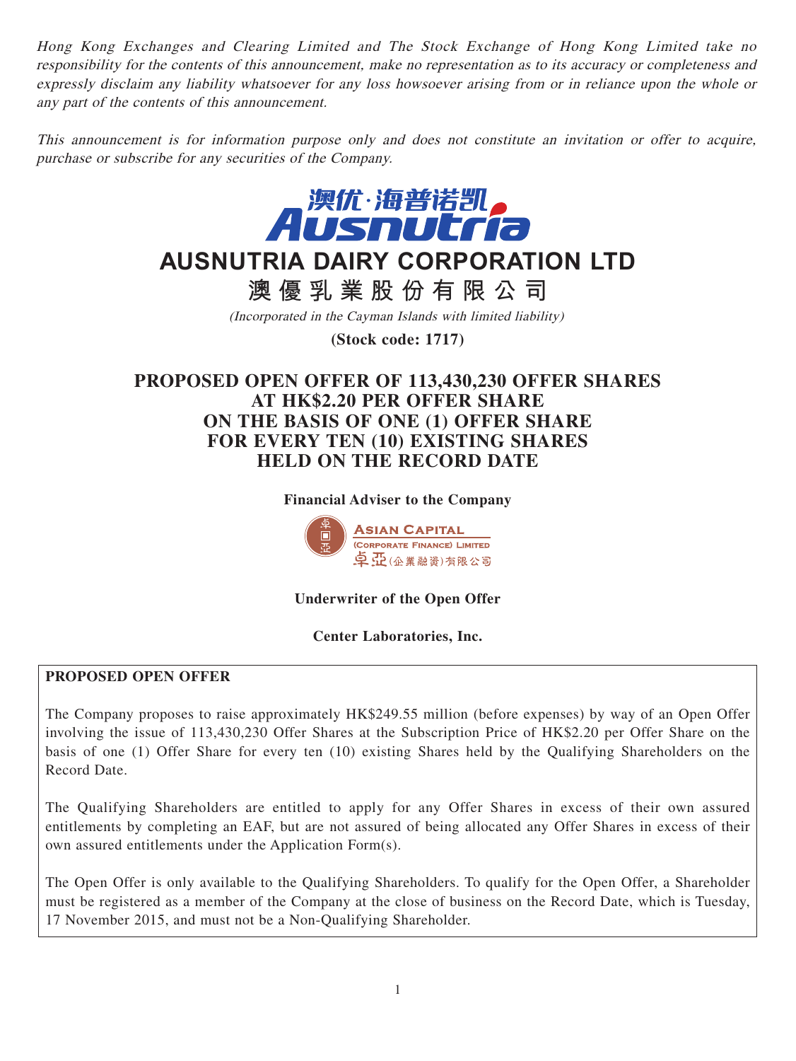*Hong Kong Exchanges and Clearing Limited and The Stock Exchange of Hong Kong Limited take no responsibility for the contents of this announcement, make no representation as to its accuracy or completeness and expressly disclaim any liability whatsoever for any loss howsoever arising from or in reliance upon the whole or any part of the contents of this announcement.*

*This announcement is for information purpose only and does not constitute an invitation or offer to acquire, purchase or subscribe for any securities of the Company.*

# AUSNUTRIA DAIRY CORPORATION LTD

# 澳優乳業股份有限公司

*(Incorporated in the Cayman Islands with limited liability)*

**(Stock code: 1717)**

# PROPOSED OPEN OFFER OF 113,430,230 OFFER SHARES AT HK$2.20 PER OFFER SHARE ON THE BASIS OF ONE (1) OFFER SHARE FOR EVERY TEN (10) EXISTING SHARES HELD ON THE RECORD DATE

**Financial Adviser to the Company**

**Asian Capital (Corporate Finance) Limited**
**卓亞(企業融資)有限公司**

**Underwriter of the Open Offer**

**Center Laboratories, Inc.**

## PROPOSED OPEN OFFER

The Company proposes to raise approximately HK$249.55 million (before expenses) by way of an Open Offer involving the issue of 113,430,230 Offer Shares at the Subscription Price of HK$2.20 per Offer Share on the basis of one (1) Offer Share for every ten (10) existing Shares held by the Qualifying Shareholders on the Record Date.

The Qualifying Shareholders are entitled to apply for any Offer Shares in excess of their own assured entitlements by completing an EAF, but are not assured of being allocated any Offer Shares in excess of their own assured entitlements under the Application Form(s).

The Open Offer is only available to the Qualifying Shareholders. To qualify for the Open Offer, a Shareholder must be registered as a member of the Company at the close of business on the Record Date, which is Tuesday, 17 November 2015, and must not be a Non-Qualifying Shareholder.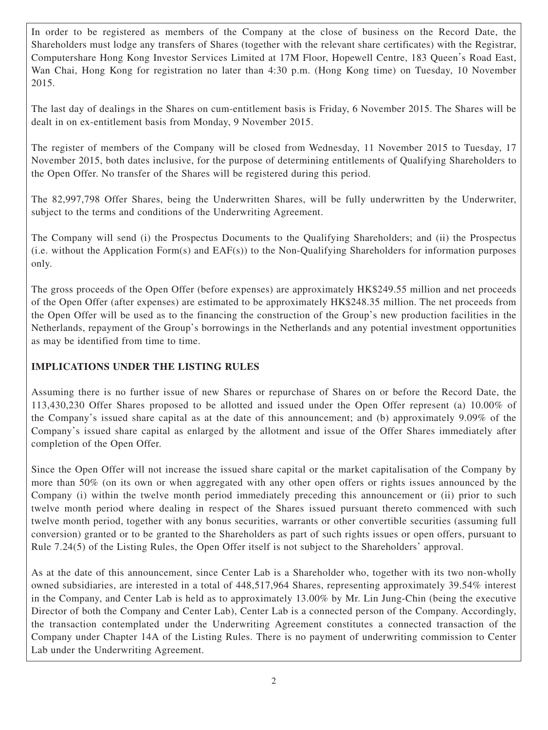In order to be registered as members of the Company at the close of business on the Record Date, the Shareholders must lodge any transfers of Shares (together with the relevant share certificates) with the Registrar, Computershare Hong Kong Investor Services Limited at 17M Floor, Hopewell Centre, 183 Queen's Road East, Wan Chai, Hong Kong for registration no later than 4:30 p.m. (Hong Kong time) on Tuesday, 10 November 2015.

The last day of dealings in the Shares on cum-entitlement basis is Friday, 6 November 2015. The Shares will be dealt in on ex-entitlement basis from Monday, 9 November 2015.

The register of members of the Company will be closed from Wednesday, 11 November 2015 to Tuesday, 17 November 2015, both dates inclusive, for the purpose of determining entitlements of Qualifying Shareholders to the Open Offer. No transfer of the Shares will be registered during this period.

The 82,997,798 Offer Shares, being the Underwritten Shares, will be fully underwritten by the Underwriter, subject to the terms and conditions of the Underwriting Agreement.

The Company will send (i) the Prospectus Documents to the Qualifying Shareholders; and (ii) the Prospectus (i.e. without the Application Form(s) and EAF(s)) to the Non-Qualifying Shareholders for information purposes only.

The gross proceeds of the Open Offer (before expenses) are approximately HK$249.55 million and net proceeds of the Open Offer (after expenses) are estimated to be approximately HK$248.35 million. The net proceeds from the Open Offer will be used as to the financing the construction of the Group's new production facilities in the Netherlands, repayment of the Group's borrowings in the Netherlands and any potential investment opportunities as may be identified from time to time.

## IMPLICATIONS UNDER THE LISTING RULES

Assuming there is no further issue of new Shares or repurchase of Shares on or before the Record Date, the 113,430,230 Offer Shares proposed to be allotted and issued under the Open Offer represent (a) 10.00% of the Company's issued share capital as at the date of this announcement; and (b) approximately 9.09% of the Company's issued share capital as enlarged by the allotment and issue of the Offer Shares immediately after completion of the Open Offer.

Since the Open Offer will not increase the issued share capital or the market capitalisation of the Company by more than 50% (on its own or when aggregated with any other open offers or rights issues announced by the Company (i) within the twelve month period immediately preceding this announcement or (ii) prior to such twelve month period where dealing in respect of the Shares issued pursuant thereto commenced with such twelve month period, together with any bonus securities, warrants or other convertible securities (assuming full conversion) granted or to be granted to the Shareholders as part of such rights issues or open offers, pursuant to Rule 7.24(5) of the Listing Rules, the Open Offer itself is not subject to the Shareholders' approval.

As at the date of this announcement, since Center Lab is a Shareholder who, together with its two non-wholly owned subsidiaries, are interested in a total of 448,517,964 Shares, representing approximately 39.54% interest in the Company, and Center Lab is held as to approximately 13.00% by Mr. Lin Jung-Chin (being the executive Director of both the Company and Center Lab), Center Lab is a connected person of the Company. Accordingly, the transaction contemplated under the Underwriting Agreement constitutes a connected transaction of the Company under Chapter 14A of the Listing Rules. There is no payment of underwriting commission to Center Lab under the Underwriting Agreement.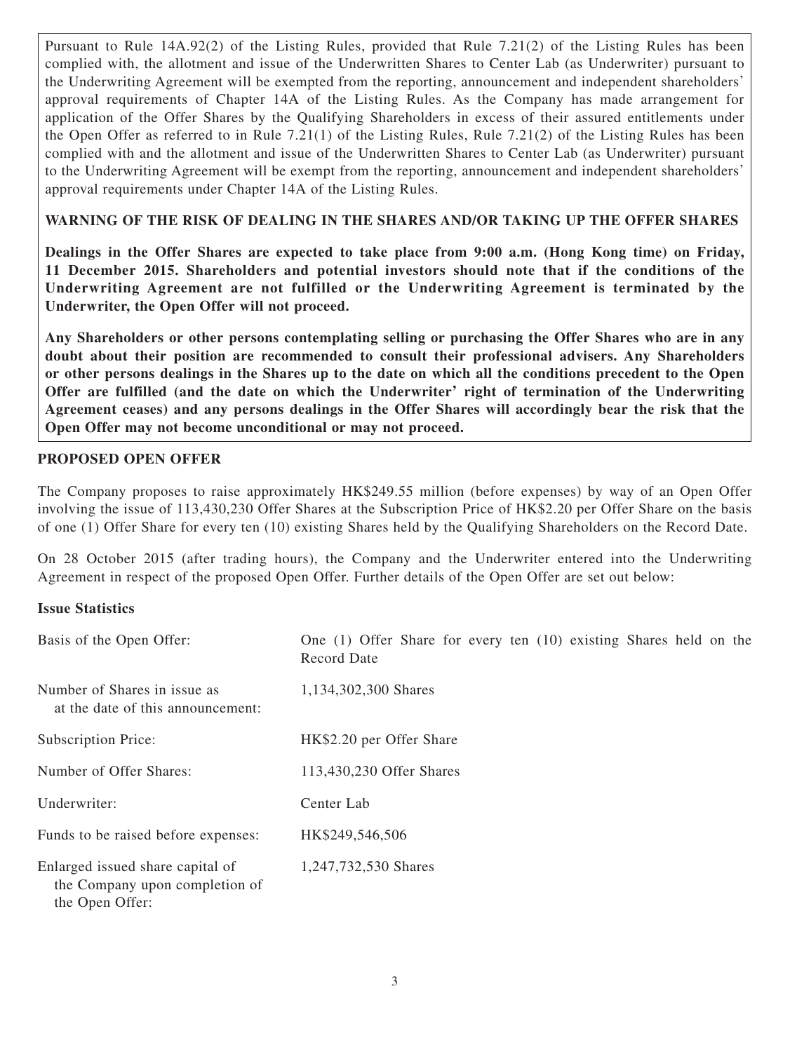Pursuant to Rule 14A.92(2) of the Listing Rules, provided that Rule 7.21(2) of the Listing Rules has been complied with, the allotment and issue of the Underwritten Shares to Center Lab (as Underwriter) pursuant to the Underwriting Agreement will be exempted from the reporting, announcement and independent shareholders' approval requirements of Chapter 14A of the Listing Rules. As the Company has made arrangement for application of the Offer Shares by the Qualifying Shareholders in excess of their assured entitlements under the Open Offer as referred to in Rule 7.21(1) of the Listing Rules, Rule 7.21(2) of the Listing Rules has been complied with and the allotment and issue of the Underwritten Shares to Center Lab (as Underwriter) pursuant to the Underwriting Agreement will be exempt from the reporting, announcement and independent shareholders' approval requirements under Chapter 14A of the Listing Rules.

**WARNING OF THE RISK OF DEALING IN THE SHARES AND/OR TAKING UP THE OFFER SHARES**

**Dealings in the Offer Shares are expected to take place from 9:00 a.m. (Hong Kong time) on Friday, 11 December 2015. Shareholders and potential investors should note that if the conditions of the Underwriting Agreement are not fulfilled or the Underwriting Agreement is terminated by the Underwriter, the Open Offer will not proceed.**

**Any Shareholders or other persons contemplating selling or purchasing the Offer Shares who are in any doubt about their position are recommended to consult their professional advisers. Any Shareholders or other persons dealings in the Shares up to the date on which all the conditions precedent to the Open Offer are fulfilled (and the date on which the Underwriter' right of termination of the Underwriting Agreement ceases) and any persons dealings in the Offer Shares will accordingly bear the risk that the Open Offer may not become unconditional or may not proceed.**

## PROPOSED OPEN OFFER

The Company proposes to raise approximately HK$249.55 million (before expenses) by way of an Open Offer involving the issue of 113,430,230 Offer Shares at the Subscription Price of HK$2.20 per Offer Share on the basis of one (1) Offer Share for every ten (10) existing Shares held by the Qualifying Shareholders on the Record Date.

On 28 October 2015 (after trading hours), the Company and the Underwriter entered into the Underwriting Agreement in respect of the proposed Open Offer. Further details of the Open Offer are set out below:

### Issue Statistics

| | |
|---|---|
| Basis of the Open Offer: | One (1) Offer Share for every ten (10) existing Shares held on the Record Date |
| Number of Shares in issue as at the date of this announcement: | 1,134,302,300 Shares |
| Subscription Price: | HK$2.20 per Offer Share |
| Number of Offer Shares: | 113,430,230 Offer Shares |
| Underwriter: | Center Lab |
| Funds to be raised before expenses: | HK$249,546,506 |
| Enlarged issued share capital of the Company upon completion of the Open Offer: | 1,247,732,530 Shares |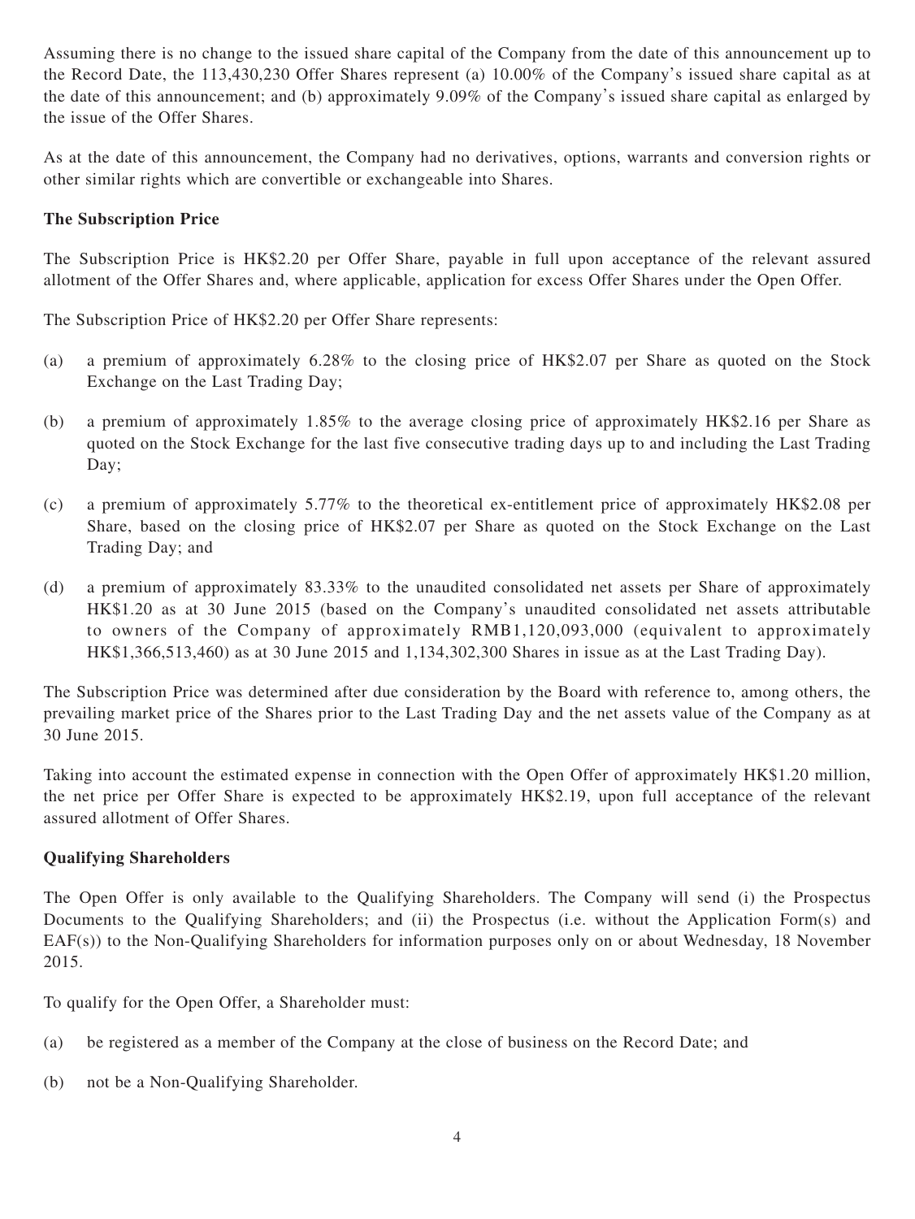Assuming there is no change to the issued share capital of the Company from the date of this announcement up to the Record Date, the 113,430,230 Offer Shares represent (a) 10.00% of the Company's issued share capital as at the date of this announcement; and (b) approximately 9.09% of the Company's issued share capital as enlarged by the issue of the Offer Shares.

As at the date of this announcement, the Company had no derivatives, options, warrants and conversion rights or other similar rights which are convertible or exchangeable into Shares.

**The Subscription Price**

The Subscription Price is HK$2.20 per Offer Share, payable in full upon acceptance of the relevant assured allotment of the Offer Shares and, where applicable, application for excess Offer Shares under the Open Offer.

The Subscription Price of HK$2.20 per Offer Share represents:

(a) a premium of approximately 6.28% to the closing price of HK$2.07 per Share as quoted on the Stock Exchange on the Last Trading Day;

(b) a premium of approximately 1.85% to the average closing price of approximately HK$2.16 per Share as quoted on the Stock Exchange for the last five consecutive trading days up to and including the Last Trading Day;

(c) a premium of approximately 5.77% to the theoretical ex-entitlement price of approximately HK$2.08 per Share, based on the closing price of HK$2.07 per Share as quoted on the Stock Exchange on the Last Trading Day; and

(d) a premium of approximately 83.33% to the unaudited consolidated net assets per Share of approximately HK$1.20 as at 30 June 2015 (based on the Company's unaudited consolidated net assets attributable to owners of the Company of approximately RMB1,120,093,000 (equivalent to approximately HK$1,366,513,460) as at 30 June 2015 and 1,134,302,300 Shares in issue as at the Last Trading Day).

The Subscription Price was determined after due consideration by the Board with reference to, among others, the prevailing market price of the Shares prior to the Last Trading Day and the net assets value of the Company as at 30 June 2015.

Taking into account the estimated expense in connection with the Open Offer of approximately HK$1.20 million, the net price per Offer Share is expected to be approximately HK$2.19, upon full acceptance of the relevant assured allotment of Offer Shares.

**Qualifying Shareholders**

The Open Offer is only available to the Qualifying Shareholders. The Company will send (i) the Prospectus Documents to the Qualifying Shareholders; and (ii) the Prospectus (i.e. without the Application Form(s) and EAF(s)) to the Non-Qualifying Shareholders for information purposes only on or about Wednesday, 18 November 2015.

To qualify for the Open Offer, a Shareholder must:

(a) be registered as a member of the Company at the close of business on the Record Date; and

(b) not be a Non-Qualifying Shareholder.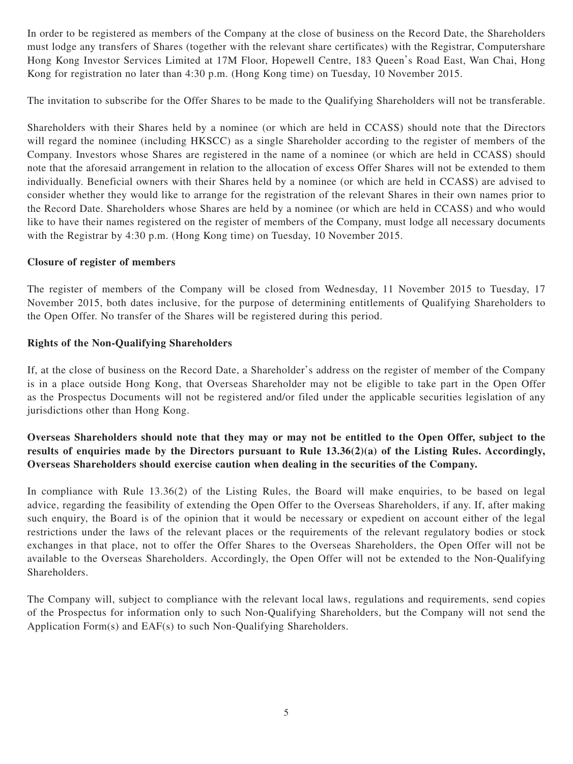In order to be registered as members of the Company at the close of business on the Record Date, the Shareholders must lodge any transfers of Shares (together with the relevant share certificates) with the Registrar, Computershare Hong Kong Investor Services Limited at 17M Floor, Hopewell Centre, 183 Queen's Road East, Wan Chai, Hong Kong for registration no later than 4:30 p.m. (Hong Kong time) on Tuesday, 10 November 2015.

The invitation to subscribe for the Offer Shares to be made to the Qualifying Shareholders will not be transferable.

Shareholders with their Shares held by a nominee (or which are held in CCASS) should note that the Directors will regard the nominee (including HKSCC) as a single Shareholder according to the register of members of the Company. Investors whose Shares are registered in the name of a nominee (or which are held in CCASS) should note that the aforesaid arrangement in relation to the allocation of excess Offer Shares will not be extended to them individually. Beneficial owners with their Shares held by a nominee (or which are held in CCASS) are advised to consider whether they would like to arrange for the registration of the relevant Shares in their own names prior to the Record Date. Shareholders whose Shares are held by a nominee (or which are held in CCASS) and who would like to have their names registered on the register of members of the Company, must lodge all necessary documents with the Registrar by 4:30 p.m. (Hong Kong time) on Tuesday, 10 November 2015.

**Closure of register of members**

The register of members of the Company will be closed from Wednesday, 11 November 2015 to Tuesday, 17 November 2015, both dates inclusive, for the purpose of determining entitlements of Qualifying Shareholders to the Open Offer. No transfer of the Shares will be registered during this period.

**Rights of the Non-Qualifying Shareholders**

If, at the close of business on the Record Date, a Shareholder's address on the register of member of the Company is in a place outside Hong Kong, that Overseas Shareholder may not be eligible to take part in the Open Offer as the Prospectus Documents will not be registered and/or filed under the applicable securities legislation of any jurisdictions other than Hong Kong.

**Overseas Shareholders should note that they may or may not be entitled to the Open Offer, subject to the results of enquiries made by the Directors pursuant to Rule 13.36(2)(a) of the Listing Rules. Accordingly, Overseas Shareholders should exercise caution when dealing in the securities of the Company.**

In compliance with Rule 13.36(2) of the Listing Rules, the Board will make enquiries, to be based on legal advice, regarding the feasibility of extending the Open Offer to the Overseas Shareholders, if any. If, after making such enquiry, the Board is of the opinion that it would be necessary or expedient on account either of the legal restrictions under the laws of the relevant places or the requirements of the relevant regulatory bodies or stock exchanges in that place, not to offer the Offer Shares to the Overseas Shareholders, the Open Offer will not be available to the Overseas Shareholders. Accordingly, the Open Offer will not be extended to the Non-Qualifying Shareholders.

The Company will, subject to compliance with the relevant local laws, regulations and requirements, send copies of the Prospectus for information only to such Non-Qualifying Shareholders, but the Company will not send the Application Form(s) and EAF(s) to such Non-Qualifying Shareholders.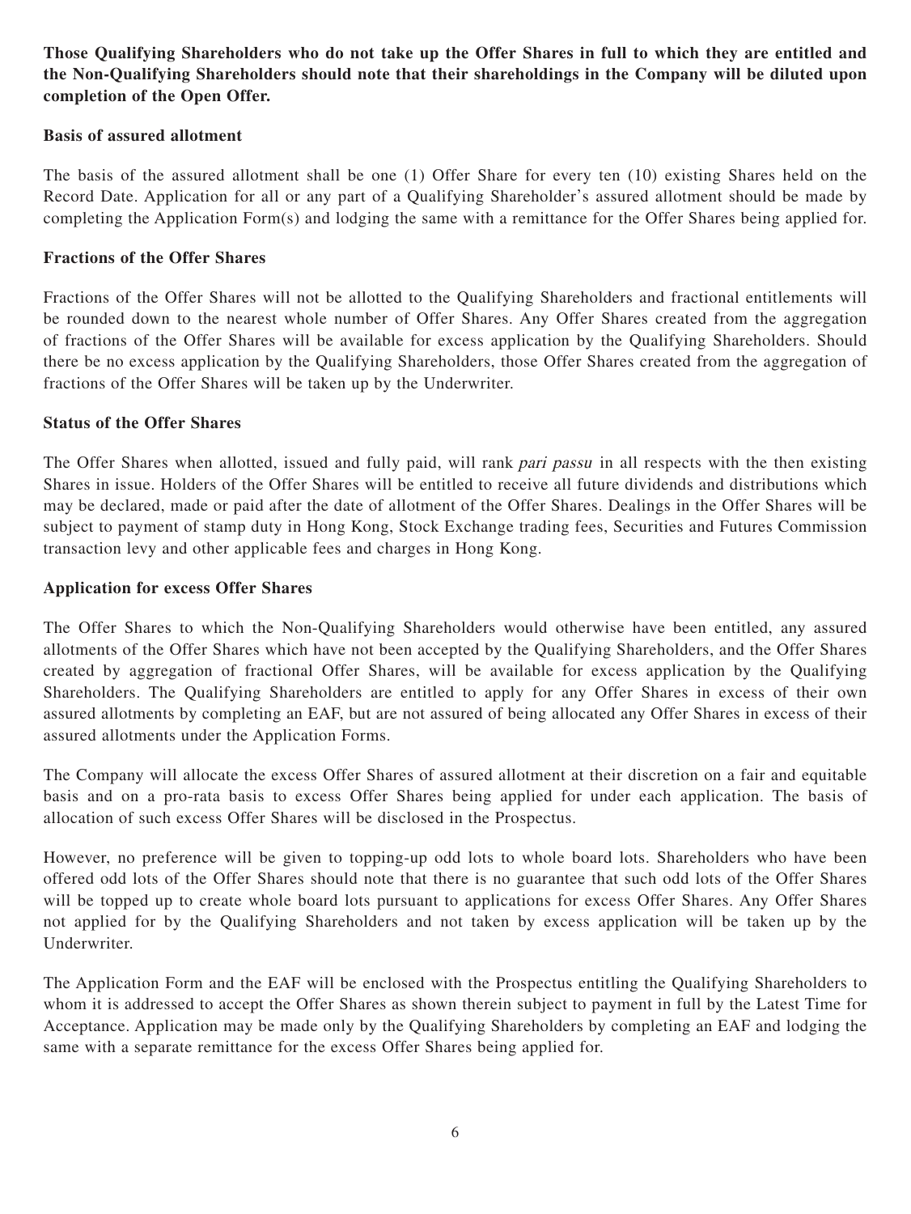**Those Qualifying Shareholders who do not take up the Offer Shares in full to which they are entitled and the Non-Qualifying Shareholders should note that their shareholdings in the Company will be diluted upon completion of the Open Offer.**

**Basis of assured allotment**

The basis of the assured allotment shall be one (1) Offer Share for every ten (10) existing Shares held on the Record Date. Application for all or any part of a Qualifying Shareholder's assured allotment should be made by completing the Application Form(s) and lodging the same with a remittance for the Offer Shares being applied for.

**Fractions of the Offer Shares**

Fractions of the Offer Shares will not be allotted to the Qualifying Shareholders and fractional entitlements will be rounded down to the nearest whole number of Offer Shares. Any Offer Shares created from the aggregation of fractions of the Offer Shares will be available for excess application by the Qualifying Shareholders. Should there be no excess application by the Qualifying Shareholders, those Offer Shares created from the aggregation of fractions of the Offer Shares will be taken up by the Underwriter.

**Status of the Offer Shares**

The Offer Shares when allotted, issued and fully paid, will rank *pari passu* in all respects with the then existing Shares in issue. Holders of the Offer Shares will be entitled to receive all future dividends and distributions which may be declared, made or paid after the date of allotment of the Offer Shares. Dealings in the Offer Shares will be subject to payment of stamp duty in Hong Kong, Stock Exchange trading fees, Securities and Futures Commission transaction levy and other applicable fees and charges in Hong Kong.

**Application for excess Offer Shares**

The Offer Shares to which the Non-Qualifying Shareholders would otherwise have been entitled, any assured allotments of the Offer Shares which have not been accepted by the Qualifying Shareholders, and the Offer Shares created by aggregation of fractional Offer Shares, will be available for excess application by the Qualifying Shareholders. The Qualifying Shareholders are entitled to apply for any Offer Shares in excess of their own assured allotments by completing an EAF, but are not assured of being allocated any Offer Shares in excess of their assured allotments under the Application Forms.

The Company will allocate the excess Offer Shares of assured allotment at their discretion on a fair and equitable basis and on a pro-rata basis to excess Offer Shares being applied for under each application. The basis of allocation of such excess Offer Shares will be disclosed in the Prospectus.

However, no preference will be given to topping-up odd lots to whole board lots. Shareholders who have been offered odd lots of the Offer Shares should note that there is no guarantee that such odd lots of the Offer Shares will be topped up to create whole board lots pursuant to applications for excess Offer Shares. Any Offer Shares not applied for by the Qualifying Shareholders and not taken by excess application will be taken up by the Underwriter.

The Application Form and the EAF will be enclosed with the Prospectus entitling the Qualifying Shareholders to whom it is addressed to accept the Offer Shares as shown therein subject to payment in full by the Latest Time for Acceptance. Application may be made only by the Qualifying Shareholders by completing an EAF and lodging the same with a separate remittance for the excess Offer Shares being applied for.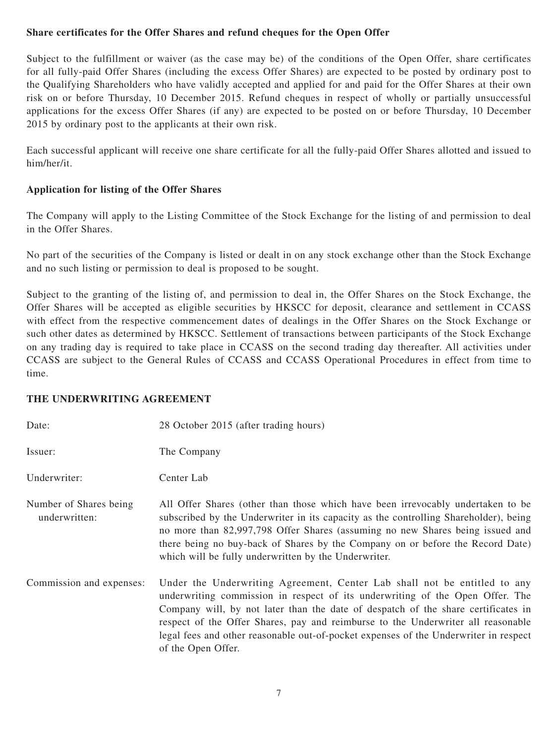**Share certificates for the Offer Shares and refund cheques for the Open Offer**

Subject to the fulfillment or waiver (as the case may be) of the conditions of the Open Offer, share certificates for all fully-paid Offer Shares (including the excess Offer Shares) are expected to be posted by ordinary post to the Qualifying Shareholders who have validly accepted and applied for and paid for the Offer Shares at their own risk on or before Thursday, 10 December 2015. Refund cheques in respect of wholly or partially unsuccessful applications for the excess Offer Shares (if any) are expected to be posted on or before Thursday, 10 December 2015 by ordinary post to the applicants at their own risk.

Each successful applicant will receive one share certificate for all the fully-paid Offer Shares allotted and issued to him/her/it.

**Application for listing of the Offer Shares**

The Company will apply to the Listing Committee of the Stock Exchange for the listing of and permission to deal in the Offer Shares.

No part of the securities of the Company is listed or dealt in on any stock exchange other than the Stock Exchange and no such listing or permission to deal is proposed to be sought.

Subject to the granting of the listing of, and permission to deal in, the Offer Shares on the Stock Exchange, the Offer Shares will be accepted as eligible securities by HKSCC for deposit, clearance and settlement in CCASS with effect from the respective commencement dates of dealings in the Offer Shares on the Stock Exchange or such other dates as determined by HKSCC. Settlement of transactions between participants of the Stock Exchange on any trading day is required to take place in CCASS on the second trading day thereafter. All activities under CCASS are subject to the General Rules of CCASS and CCASS Operational Procedures in effect from time to time.

**THE UNDERWRITING AGREEMENT**

| | |
|---|---|
| Date: | 28 October 2015 (after trading hours) |
| Issuer: | The Company |
| Underwriter: | Center Lab |
| Number of Shares being underwritten: | All Offer Shares (other than those which have been irrevocably undertaken to be subscribed by the Underwriter in its capacity as the controlling Shareholder), being no more than 82,997,798 Offer Shares (assuming no new Shares being issued and there being no buy-back of Shares by the Company on or before the Record Date) which will be fully underwritten by the Underwriter. |
| Commission and expenses: | Under the Underwriting Agreement, Center Lab shall not be entitled to any underwriting commission in respect of its underwriting of the Open Offer. The Company will, by not later than the date of despatch of the share certificates in respect of the Offer Shares, pay and reimburse to the Underwriter all reasonable legal fees and other reasonable out-of-pocket expenses of the Underwriter in respect of the Open Offer. |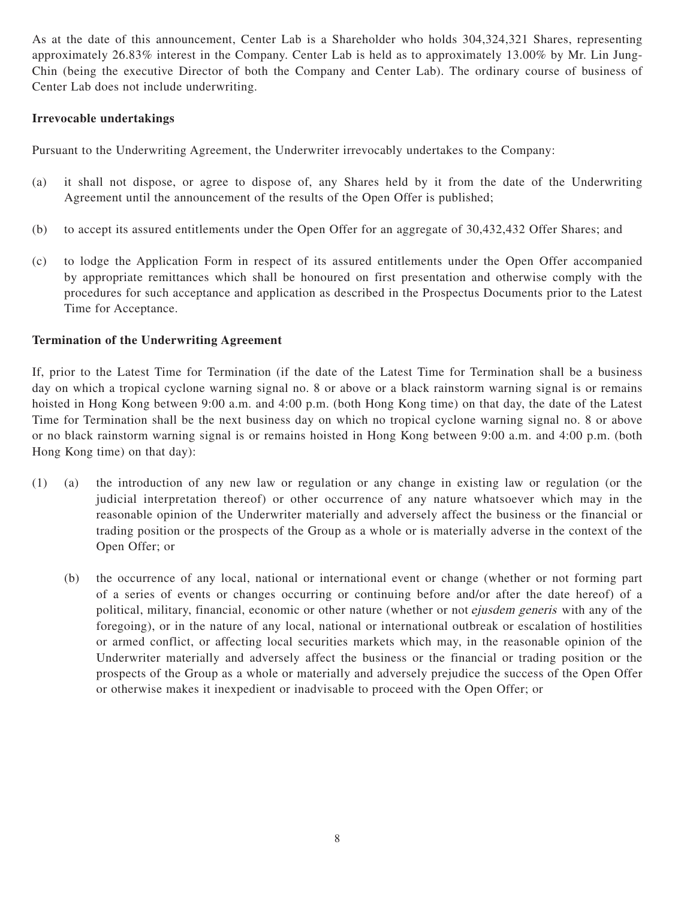As at the date of this announcement, Center Lab is a Shareholder who holds 304,324,321 Shares, representing approximately 26.83% interest in the Company. Center Lab is held as to approximately 13.00% by Mr. Lin Jung-Chin (being the executive Director of both the Company and Center Lab). The ordinary course of business of Center Lab does not include underwriting.

**Irrevocable undertakings**

Pursuant to the Underwriting Agreement, the Underwriter irrevocably undertakes to the Company:

(a) it shall not dispose, or agree to dispose of, any Shares held by it from the date of the Underwriting Agreement until the announcement of the results of the Open Offer is published;

(b) to accept its assured entitlements under the Open Offer for an aggregate of 30,432,432 Offer Shares; and

(c) to lodge the Application Form in respect of its assured entitlements under the Open Offer accompanied by appropriate remittances which shall be honoured on first presentation and otherwise comply with the procedures for such acceptance and application as described in the Prospectus Documents prior to the Latest Time for Acceptance.

**Termination of the Underwriting Agreement**

If, prior to the Latest Time for Termination (if the date of the Latest Time for Termination shall be a business day on which a tropical cyclone warning signal no. 8 or above or a black rainstorm warning signal is or remains hoisted in Hong Kong between 9:00 a.m. and 4:00 p.m. (both Hong Kong time) on that day, the date of the Latest Time for Termination shall be the next business day on which no tropical cyclone warning signal no. 8 or above or no black rainstorm warning signal is or remains hoisted in Hong Kong between 9:00 a.m. and 4:00 p.m. (both Hong Kong time) on that day):

(1) (a) the introduction of any new law or regulation or any change in existing law or regulation (or the judicial interpretation thereof) or other occurrence of any nature whatsoever which may in the reasonable opinion of the Underwriter materially and adversely affect the business or the financial or trading position or the prospects of the Group as a whole or is materially adverse in the context of the Open Offer; or

(b) the occurrence of any local, national or international event or change (whether or not forming part of a series of events or changes occurring or continuing before and/or after the date hereof) of a political, military, financial, economic or other nature (whether or not *ejusdem generis* with any of the foregoing), or in the nature of any local, national or international outbreak or escalation of hostilities or armed conflict, or affecting local securities markets which may, in the reasonable opinion of the Underwriter materially and adversely affect the business or the financial or trading position or the prospects of the Group as a whole or materially and adversely prejudice the success of the Open Offer or otherwise makes it inexpedient or inadvisable to proceed with the Open Offer; or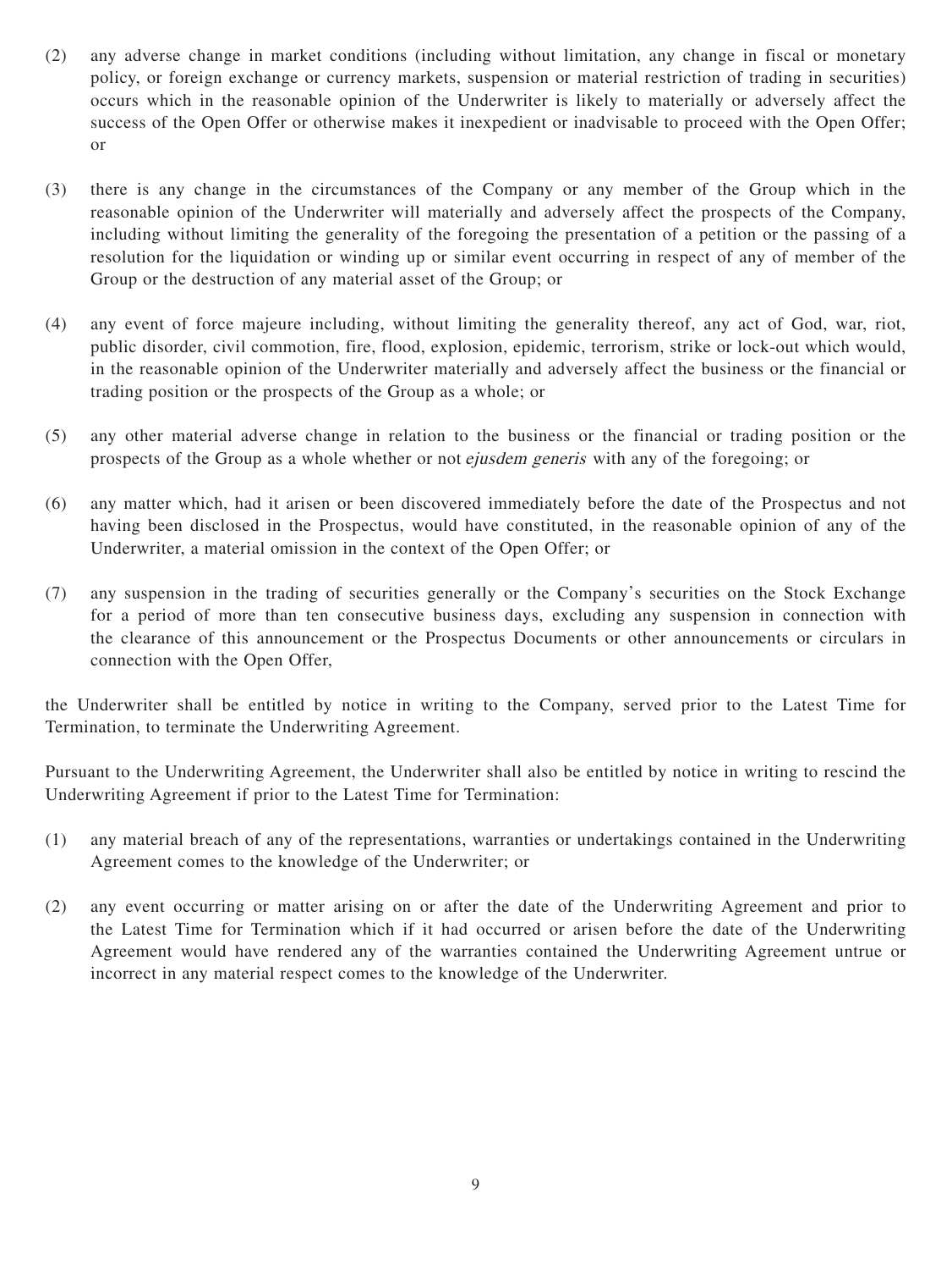(2) any adverse change in market conditions (including without limitation, any change in fiscal or monetary policy, or foreign exchange or currency markets, suspension or material restriction of trading in securities) occurs which in the reasonable opinion of the Underwriter is likely to materially or adversely affect the success of the Open Offer or otherwise makes it inexpedient or inadvisable to proceed with the Open Offer; or

(3) there is any change in the circumstances of the Company or any member of the Group which in the reasonable opinion of the Underwriter will materially and adversely affect the prospects of the Company, including without limiting the generality of the foregoing the presentation of a petition or the passing of a resolution for the liquidation or winding up or similar event occurring in respect of any of member of the Group or the destruction of any material asset of the Group; or

(4) any event of force majeure including, without limiting the generality thereof, any act of God, war, riot, public disorder, civil commotion, fire, flood, explosion, epidemic, terrorism, strike or lock-out which would, in the reasonable opinion of the Underwriter materially and adversely affect the business or the financial or trading position or the prospects of the Group as a whole; or

(5) any other material adverse change in relation to the business or the financial or trading position or the prospects of the Group as a whole whether or not *ejusdem generis* with any of the foregoing; or

(6) any matter which, had it arisen or been discovered immediately before the date of the Prospectus and not having been disclosed in the Prospectus, would have constituted, in the reasonable opinion of any of the Underwriter, a material omission in the context of the Open Offer; or

(7) any suspension in the trading of securities generally or the Company's securities on the Stock Exchange for a period of more than ten consecutive business days, excluding any suspension in connection with the clearance of this announcement or the Prospectus Documents or other announcements or circulars in connection with the Open Offer,

the Underwriter shall be entitled by notice in writing to the Company, served prior to the Latest Time for Termination, to terminate the Underwriting Agreement.

Pursuant to the Underwriting Agreement, the Underwriter shall also be entitled by notice in writing to rescind the Underwriting Agreement if prior to the Latest Time for Termination:

(1) any material breach of any of the representations, warranties or undertakings contained in the Underwriting Agreement comes to the knowledge of the Underwriter; or

(2) any event occurring or matter arising on or after the date of the Underwriting Agreement and prior to the Latest Time for Termination which if it had occurred or arisen before the date of the Underwriting Agreement would have rendered any of the warranties contained the Underwriting Agreement untrue or incorrect in any material respect comes to the knowledge of the Underwriter.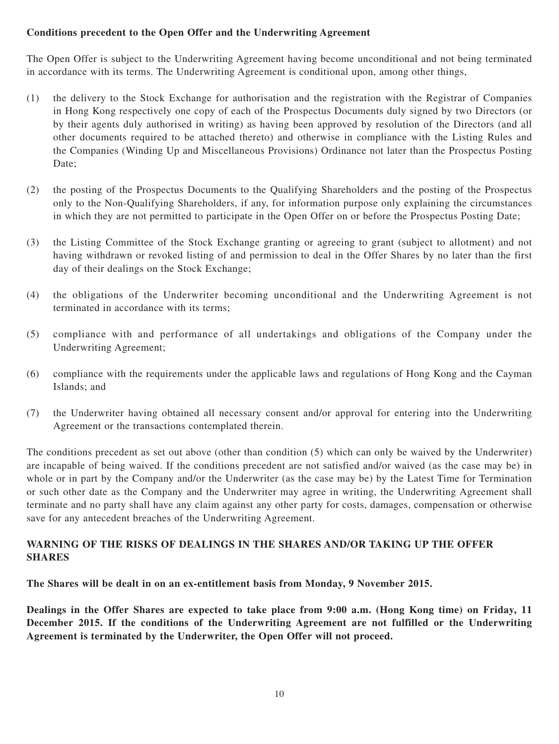**Conditions precedent to the Open Offer and the Underwriting Agreement**

The Open Offer is subject to the Underwriting Agreement having become unconditional and not being terminated in accordance with its terms. The Underwriting Agreement is conditional upon, among other things,

(1) the delivery to the Stock Exchange for authorisation and the registration with the Registrar of Companies in Hong Kong respectively one copy of each of the Prospectus Documents duly signed by two Directors (or by their agents duly authorised in writing) as having been approved by resolution of the Directors (and all other documents required to be attached thereto) and otherwise in compliance with the Listing Rules and the Companies (Winding Up and Miscellaneous Provisions) Ordinance not later than the Prospectus Posting Date;

(2) the posting of the Prospectus Documents to the Qualifying Shareholders and the posting of the Prospectus only to the Non-Qualifying Shareholders, if any, for information purpose only explaining the circumstances in which they are not permitted to participate in the Open Offer on or before the Prospectus Posting Date;

(3) the Listing Committee of the Stock Exchange granting or agreeing to grant (subject to allotment) and not having withdrawn or revoked listing of and permission to deal in the Offer Shares by no later than the first day of their dealings on the Stock Exchange;

(4) the obligations of the Underwriter becoming unconditional and the Underwriting Agreement is not terminated in accordance with its terms;

(5) compliance with and performance of all undertakings and obligations of the Company under the Underwriting Agreement;

(6) compliance with the requirements under the applicable laws and regulations of Hong Kong and the Cayman Islands; and

(7) the Underwriter having obtained all necessary consent and/or approval for entering into the Underwriting Agreement or the transactions contemplated therein.

The conditions precedent as set out above (other than condition (5) which can only be waived by the Underwriter) are incapable of being waived. If the conditions precedent are not satisfied and/or waived (as the case may be) in whole or in part by the Company and/or the Underwriter (as the case may be) by the Latest Time for Termination or such other date as the Company and the Underwriter may agree in writing, the Underwriting Agreement shall terminate and no party shall have any claim against any other party for costs, damages, compensation or otherwise save for any antecedent breaches of the Underwriting Agreement.

## WARNING OF THE RISKS OF DEALINGS IN THE SHARES AND/OR TAKING UP THE OFFER SHARES

**The Shares will be dealt in on an ex-entitlement basis from Monday, 9 November 2015.**

**Dealings in the Offer Shares are expected to take place from 9:00 a.m. (Hong Kong time) on Friday, 11 December 2015. If the conditions of the Underwriting Agreement are not fulfilled or the Underwriting Agreement is terminated by the Underwriter, the Open Offer will not proceed.**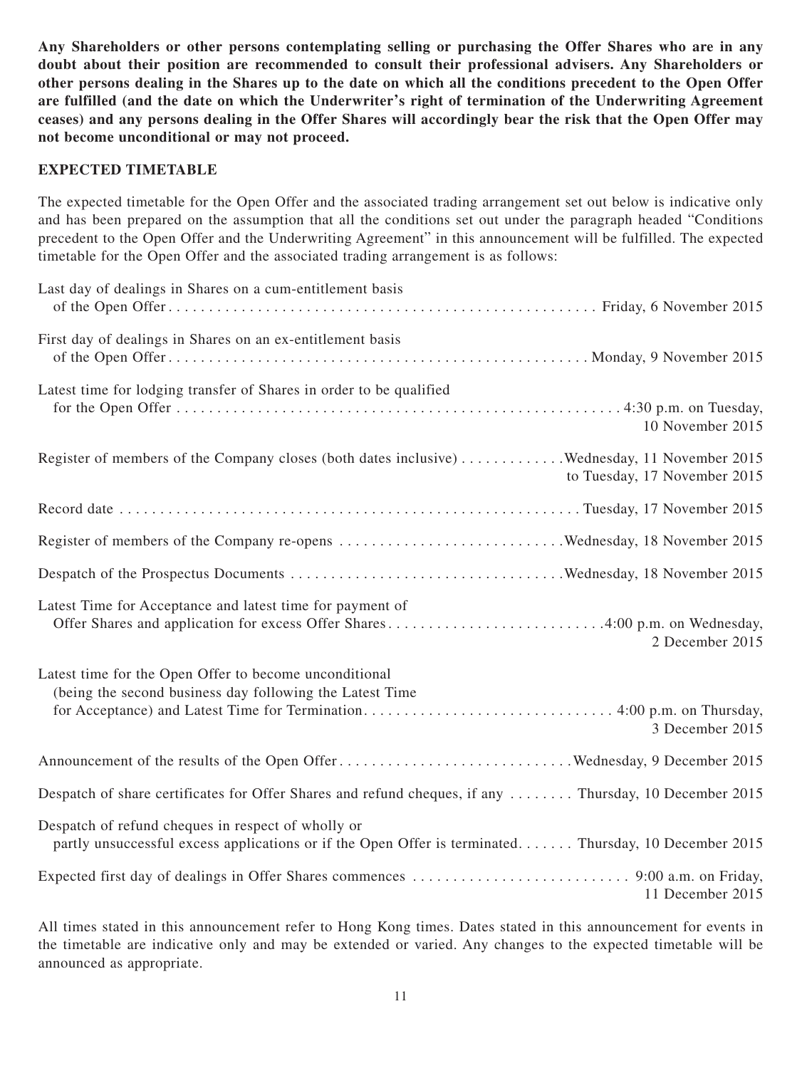**Any Shareholders or other persons contemplating selling or purchasing the Offer Shares who are in any doubt about their position are recommended to consult their professional advisers. Any Shareholders or other persons dealing in the Shares up to the date on which all the conditions precedent to the Open Offer are fulfilled (and the date on which the Underwriter's right of termination of the Underwriting Agreement ceases) and any persons dealing in the Offer Shares will accordingly bear the risk that the Open Offer may not become unconditional or may not proceed.**

**EXPECTED TIMETABLE**

The expected timetable for the Open Offer and the associated trading arrangement set out below is indicative only and has been prepared on the assumption that all the conditions set out under the paragraph headed "Conditions precedent to the Open Offer and the Underwriting Agreement" in this announcement will be fulfilled. The expected timetable for the Open Offer and the associated trading arrangement is as follows:

| Event | Date |
|---|---|
| Last day of dealings in Shares on a cum-entitlement basis of the Open Offer | Friday, 6 November 2015 |
| First day of dealings in Shares on an ex-entitlement basis of the Open Offer | Monday, 9 November 2015 |
| Latest time for lodging transfer of Shares in order to be qualified for the Open Offer | 4:30 p.m. on Tuesday, 10 November 2015 |
| Register of members of the Company closes (both dates inclusive) | Wednesday, 11 November 2015 to Tuesday, 17 November 2015 |
| Record date | Tuesday, 17 November 2015 |
| Register of members of the Company re-opens | Wednesday, 18 November 2015 |
| Despatch of the Prospectus Documents | Wednesday, 18 November 2015 |
| Latest Time for Acceptance and latest time for payment of Offer Shares and application for excess Offer Shares | 4:00 p.m. on Wednesday, 2 December 2015 |
| Latest time for the Open Offer to become unconditional (being the second business day following the Latest Time for Acceptance) and Latest Time for Termination | 4:00 p.m. on Thursday, 3 December 2015 |
| Announcement of the results of the Open Offer | Wednesday, 9 December 2015 |
| Despatch of share certificates for Offer Shares and refund cheques, if any | Thursday, 10 December 2015 |
| Despatch of refund cheques in respect of wholly or partly unsuccessful excess applications or if the Open Offer is terminated | Thursday, 10 December 2015 |
| Expected first day of dealings in Offer Shares commences | 9:00 a.m. on Friday, 11 December 2015 |

All times stated in this announcement refer to Hong Kong times. Dates stated in this announcement for events in the timetable are indicative only and may be extended or varied. Any changes to the expected timetable will be announced as appropriate.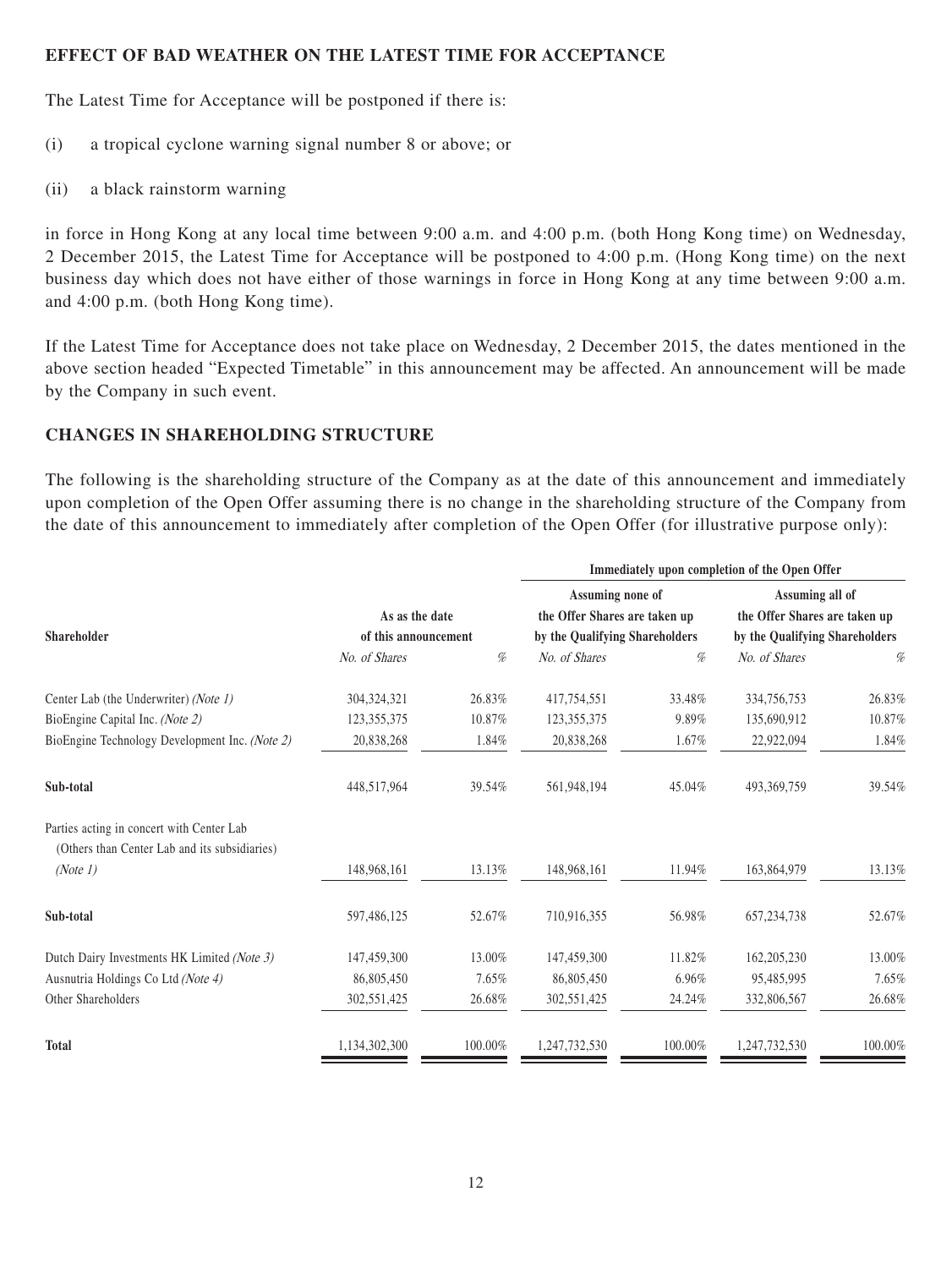## EFFECT OF BAD WEATHER ON THE LATEST TIME FOR ACCEPTANCE

The Latest Time for Acceptance will be postponed if there is:

(i) a tropical cyclone warning signal number 8 or above; or

(ii) a black rainstorm warning

in force in Hong Kong at any local time between 9:00 a.m. and 4:00 p.m. (both Hong Kong time) on Wednesday, 2 December 2015, the Latest Time for Acceptance will be postponed to 4:00 p.m. (Hong Kong time) on the next business day which does not have either of those warnings in force in Hong Kong at any time between 9:00 a.m. and 4:00 p.m. (both Hong Kong time).

If the Latest Time for Acceptance does not take place on Wednesday, 2 December 2015, the dates mentioned in the above section headed "Expected Timetable" in this announcement may be affected. An announcement will be made by the Company in such event.

## CHANGES IN SHAREHOLDING STRUCTURE

The following is the shareholding structure of the Company as at the date of this announcement and immediately upon completion of the Open Offer assuming there is no change in the shareholding structure of the Company from the date of this announcement to immediately after completion of the Open Offer (for illustrative purpose only):

| Shareholder | As as the date of this announcement | | Immediately upon completion of the Open Offer | | | |
|---|---|---|---|---|---|---|
| | | | Assuming none of the Offer Shares are taken up by the Qualifying Shareholders | | Assuming all of the Offer Shares are taken up by the Qualifying Shareholders | |
| | *No. of Shares* | *%* | *No. of Shares* | *%* | *No. of Shares* | *%* |
| Center Lab (the Underwriter) *(Note 1)* | 304,324,321 | 26.83% | 417,754,551 | 33.48% | 334,756,753 | 26.83% |
| BioEngine Capital Inc. *(Note 2)* | 123,355,375 | 10.87% | 123,355,375 | 9.89% | 135,690,912 | 10.87% |
| BioEngine Technology Development Inc. *(Note 2)* | 20,838,268 | 1.84% | 20,838,268 | 1.67% | 22,922,094 | 1.84% |
| **Sub-total** | 448,517,964 | 39.54% | 561,948,194 | 45.04% | 493,369,759 | 39.54% |
| Parties acting in concert with Center Lab (Others than Center Lab and its subsidiaries) *(Note 1)* | 148,968,161 | 13.13% | 148,968,161 | 11.94% | 163,864,979 | 13.13% |
| **Sub-total** | 597,486,125 | 52.67% | 710,916,355 | 56.98% | 657,234,738 | 52.67% |
| Dutch Dairy Investments HK Limited *(Note 3)* | 147,459,300 | 13.00% | 147,459,300 | 11.82% | 162,205,230 | 13.00% |
| Ausnutria Holdings Co Ltd *(Note 4)* | 86,805,450 | 7.65% | 86,805,450 | 6.96% | 95,485,995 | 7.65% |
| Other Shareholders | 302,551,425 | 26.68% | 302,551,425 | 24.24% | 332,806,567 | 26.68% |
| **Total** | 1,134,302,300 | 100.00% | 1,247,732,530 | 100.00% | 1,247,732,530 | 100.00% |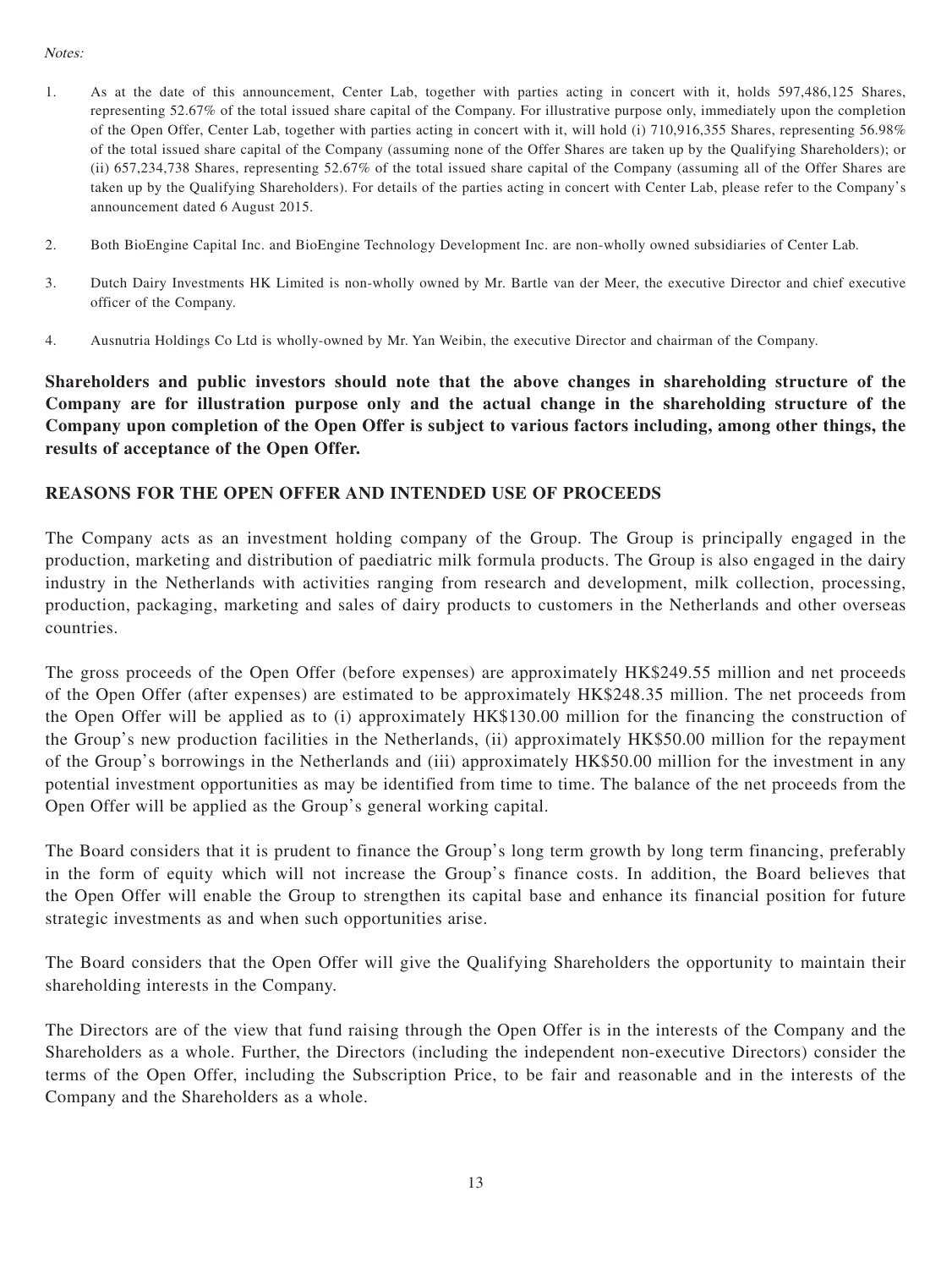*Notes:*

1. As at the date of this announcement, Center Lab, together with parties acting in concert with it, holds 597,486,125 Shares, representing 52.67% of the total issued share capital of the Company. For illustrative purpose only, immediately upon the completion of the Open Offer, Center Lab, together with parties acting in concert with it, will hold (i) 710,916,355 Shares, representing 56.98% of the total issued share capital of the Company (assuming none of the Offer Shares are taken up by the Qualifying Shareholders); or (ii) 657,234,738 Shares, representing 52.67% of the total issued share capital of the Company (assuming all of the Offer Shares are taken up by the Qualifying Shareholders). For details of the parties acting in concert with Center Lab, please refer to the Company's announcement dated 6 August 2015.

2. Both BioEngine Capital Inc. and BioEngine Technology Development Inc. are non-wholly owned subsidiaries of Center Lab.

3. Dutch Dairy Investments HK Limited is non-wholly owned by Mr. Bartle van der Meer, the executive Director and chief executive officer of the Company.

4. Ausnutria Holdings Co Ltd is wholly-owned by Mr. Yan Weibin, the executive Director and chairman of the Company.

**Shareholders and public investors should note that the above changes in shareholding structure of the Company are for illustration purpose only and the actual change in the shareholding structure of the Company upon completion of the Open Offer is subject to various factors including, among other things, the results of acceptance of the Open Offer.**

## REASONS FOR THE OPEN OFFER AND INTENDED USE OF PROCEEDS

The Company acts as an investment holding company of the Group. The Group is principally engaged in the production, marketing and distribution of paediatric milk formula products. The Group is also engaged in the dairy industry in the Netherlands with activities ranging from research and development, milk collection, processing, production, packaging, marketing and sales of dairy products to customers in the Netherlands and other overseas countries.

The gross proceeds of the Open Offer (before expenses) are approximately HK$249.55 million and net proceeds of the Open Offer (after expenses) are estimated to be approximately HK$248.35 million. The net proceeds from the Open Offer will be applied as to (i) approximately HK$130.00 million for the financing the construction of the Group's new production facilities in the Netherlands, (ii) approximately HK$50.00 million for the repayment of the Group's borrowings in the Netherlands and (iii) approximately HK$50.00 million for the investment in any potential investment opportunities as may be identified from time to time. The balance of the net proceeds from the Open Offer will be applied as the Group's general working capital.

The Board considers that it is prudent to finance the Group's long term growth by long term financing, preferably in the form of equity which will not increase the Group's finance costs. In addition, the Board believes that the Open Offer will enable the Group to strengthen its capital base and enhance its financial position for future strategic investments as and when such opportunities arise.

The Board considers that the Open Offer will give the Qualifying Shareholders the opportunity to maintain their shareholding interests in the Company.

The Directors are of the view that fund raising through the Open Offer is in the interests of the Company and the Shareholders as a whole. Further, the Directors (including the independent non-executive Directors) consider the terms of the Open Offer, including the Subscription Price, to be fair and reasonable and in the interests of the Company and the Shareholders as a whole.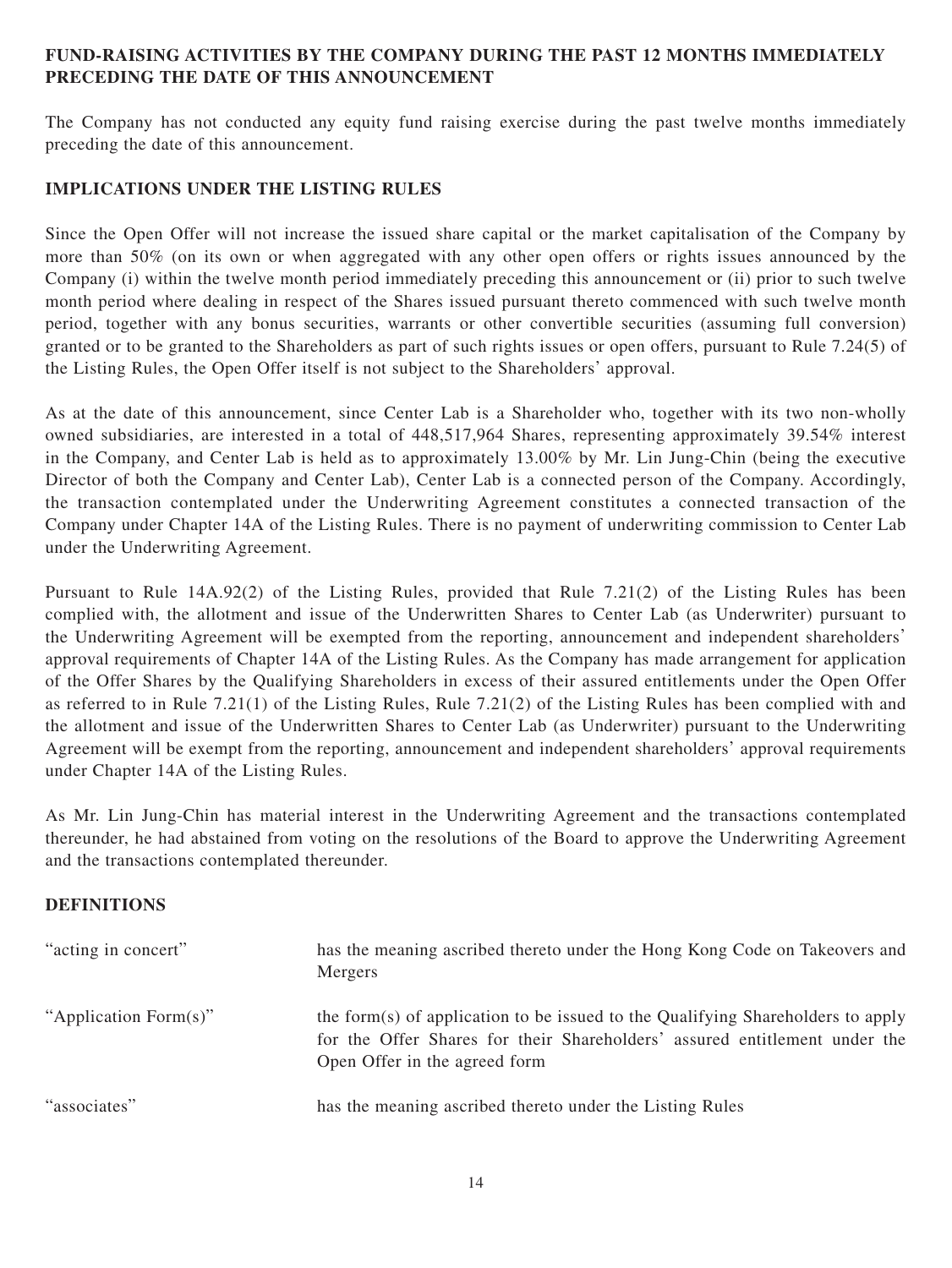## FUND-RAISING ACTIVITIES BY THE COMPANY DURING THE PAST 12 MONTHS IMMEDIATELY PRECEDING THE DATE OF THIS ANNOUNCEMENT

The Company has not conducted any equity fund raising exercise during the past twelve months immediately preceding the date of this announcement.

## IMPLICATIONS UNDER THE LISTING RULES

Since the Open Offer will not increase the issued share capital or the market capitalisation of the Company by more than 50% (on its own or when aggregated with any other open offers or rights issues announced by the Company (i) within the twelve month period immediately preceding this announcement or (ii) prior to such twelve month period where dealing in respect of the Shares issued pursuant thereto commenced with such twelve month period, together with any bonus securities, warrants or other convertible securities (assuming full conversion) granted or to be granted to the Shareholders as part of such rights issues or open offers, pursuant to Rule 7.24(5) of the Listing Rules, the Open Offer itself is not subject to the Shareholders' approval.

As at the date of this announcement, since Center Lab is a Shareholder who, together with its two non-wholly owned subsidiaries, are interested in a total of 448,517,964 Shares, representing approximately 39.54% interest in the Company, and Center Lab is held as to approximately 13.00% by Mr. Lin Jung-Chin (being the executive Director of both the Company and Center Lab), Center Lab is a connected person of the Company. Accordingly, the transaction contemplated under the Underwriting Agreement constitutes a connected transaction of the Company under Chapter 14A of the Listing Rules. There is no payment of underwriting commission to Center Lab under the Underwriting Agreement.

Pursuant to Rule 14A.92(2) of the Listing Rules, provided that Rule 7.21(2) of the Listing Rules has been complied with, the allotment and issue of the Underwritten Shares to Center Lab (as Underwriter) pursuant to the Underwriting Agreement will be exempted from the reporting, announcement and independent shareholders' approval requirements of Chapter 14A of the Listing Rules. As the Company has made arrangement for application of the Offer Shares by the Qualifying Shareholders in excess of their assured entitlements under the Open Offer as referred to in Rule 7.21(1) of the Listing Rules, Rule 7.21(2) of the Listing Rules has been complied with and the allotment and issue of the Underwritten Shares to Center Lab (as Underwriter) pursuant to the Underwriting Agreement will be exempt from the reporting, announcement and independent shareholders' approval requirements under Chapter 14A of the Listing Rules.

As Mr. Lin Jung-Chin has material interest in the Underwriting Agreement and the transactions contemplated thereunder, he had abstained from voting on the resolutions of the Board to approve the Underwriting Agreement and the transactions contemplated thereunder.

## DEFINITIONS

| | |
|---|---|
| "acting in concert" | has the meaning ascribed thereto under the Hong Kong Code on Takeovers and Mergers |
| "Application Form(s)" | the form(s) of application to be issued to the Qualifying Shareholders to apply for the Offer Shares for their Shareholders' assured entitlement under the Open Offer in the agreed form |
| "associates" | has the meaning ascribed thereto under the Listing Rules |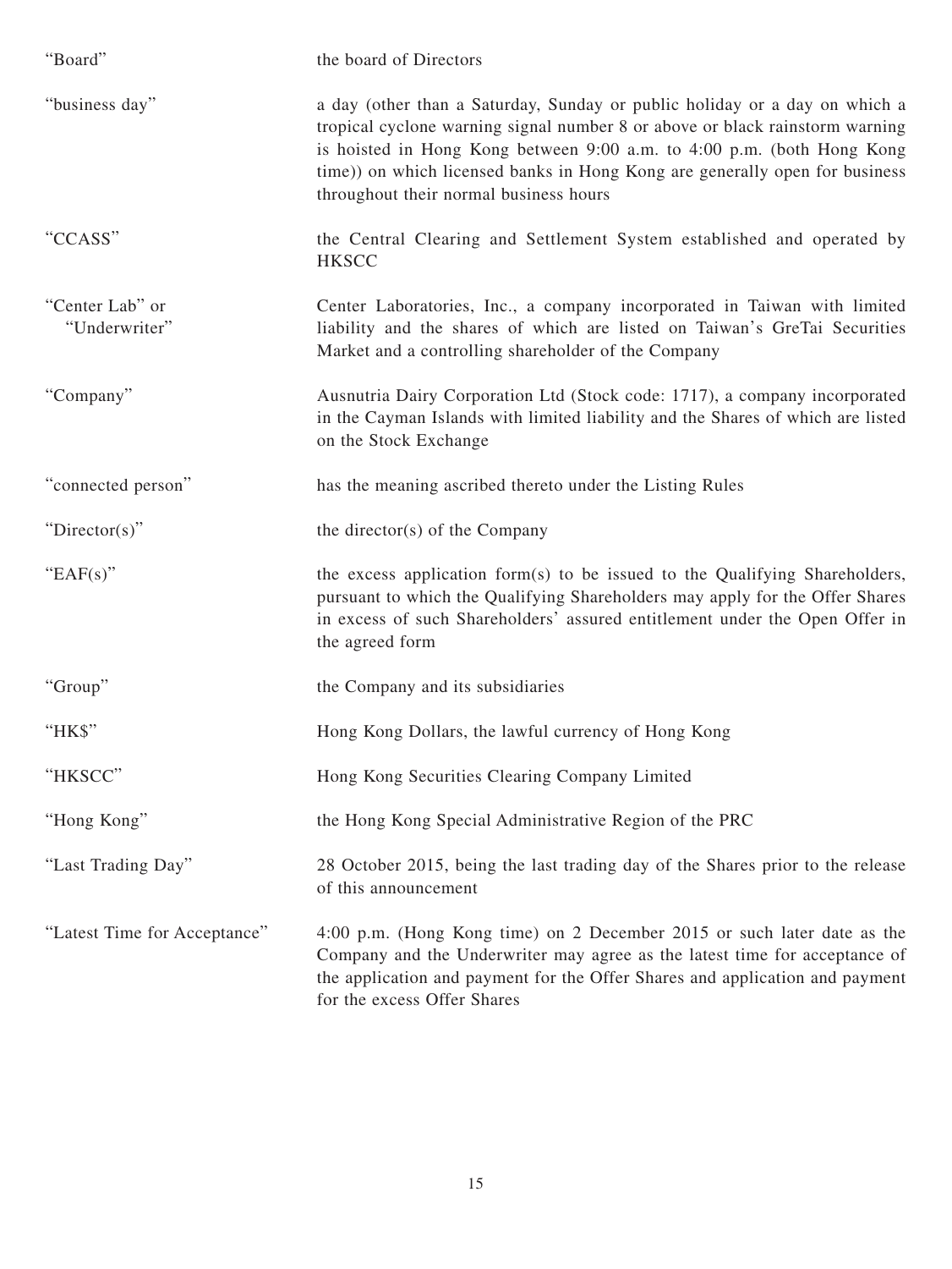| | |
|---|---|
| "Board" | the board of Directors |
| "business day" | a day (other than a Saturday, Sunday or public holiday or a day on which a tropical cyclone warning signal number 8 or above or black rainstorm warning is hoisted in Hong Kong between 9:00 a.m. to 4:00 p.m. (both Hong Kong time)) on which licensed banks in Hong Kong are generally open for business throughout their normal business hours |
| "CCASS" | the Central Clearing and Settlement System established and operated by HKSCC |
| "Center Lab" or "Underwriter" | Center Laboratories, Inc., a company incorporated in Taiwan with limited liability and the shares of which are listed on Taiwan's GreTai Securities Market and a controlling shareholder of the Company |
| "Company" | Ausnutria Dairy Corporation Ltd (Stock code: 1717), a company incorporated in the Cayman Islands with limited liability and the Shares of which are listed on the Stock Exchange |
| "connected person" | has the meaning ascribed thereto under the Listing Rules |
| "Director(s)" | the director(s) of the Company |
| "EAF(s)" | the excess application form(s) to be issued to the Qualifying Shareholders, pursuant to which the Qualifying Shareholders may apply for the Offer Shares in excess of such Shareholders' assured entitlement under the Open Offer in the agreed form |
| "Group" | the Company and its subsidiaries |
| "HK$" | Hong Kong Dollars, the lawful currency of Hong Kong |
| "HKSCC" | Hong Kong Securities Clearing Company Limited |
| "Hong Kong" | the Hong Kong Special Administrative Region of the PRC |
| "Last Trading Day" | 28 October 2015, being the last trading day of the Shares prior to the release of this announcement |
| "Latest Time for Acceptance" | 4:00 p.m. (Hong Kong time) on 2 December 2015 or such later date as the Company and the Underwriter may agree as the latest time for acceptance of the application and payment for the Offer Shares and application and payment for the excess Offer Shares |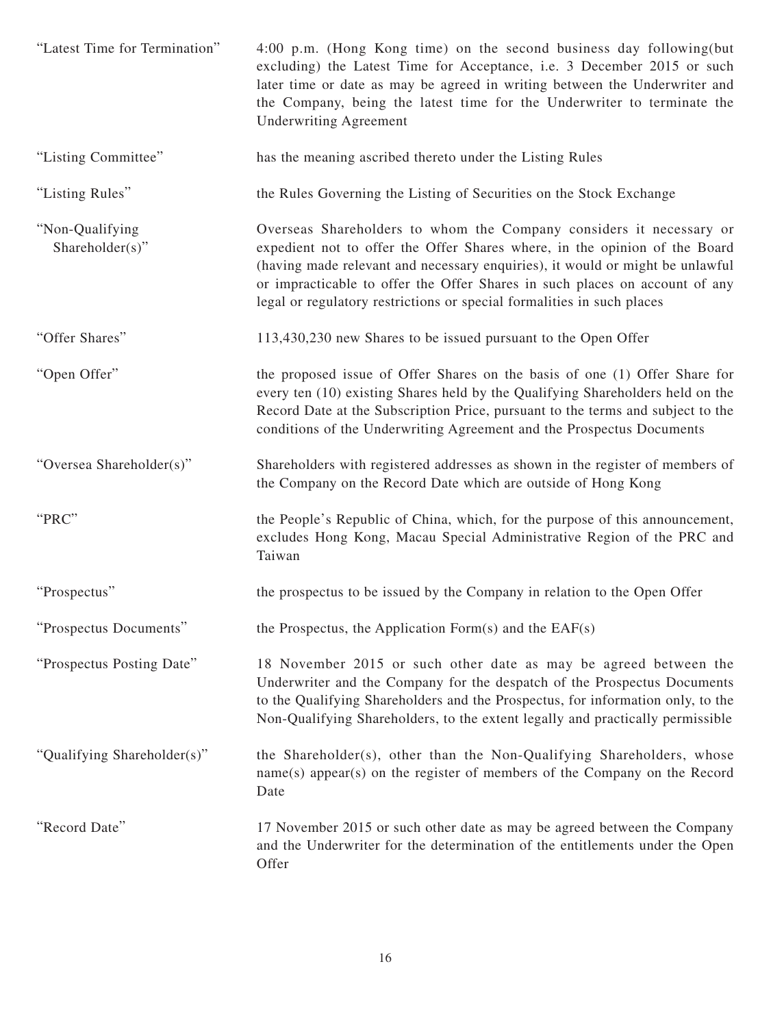| | |
|---|---|
| "Latest Time for Termination" | 4:00 p.m. (Hong Kong time) on the second business day following(but excluding) the Latest Time for Acceptance, i.e. 3 December 2015 or such later time or date as may be agreed in writing between the Underwriter and the Company, being the latest time for the Underwriter to terminate the Underwriting Agreement |
| "Listing Committee" | has the meaning ascribed thereto under the Listing Rules |
| "Listing Rules" | the Rules Governing the Listing of Securities on the Stock Exchange |
| "Non-Qualifying Shareholder(s)" | Overseas Shareholders to whom the Company considers it necessary or expedient not to offer the Offer Shares where, in the opinion of the Board (having made relevant and necessary enquiries), it would or might be unlawful or impracticable to offer the Offer Shares in such places on account of any legal or regulatory restrictions or special formalities in such places |
| "Offer Shares" | 113,430,230 new Shares to be issued pursuant to the Open Offer |
| "Open Offer" | the proposed issue of Offer Shares on the basis of one (1) Offer Share for every ten (10) existing Shares held by the Qualifying Shareholders held on the Record Date at the Subscription Price, pursuant to the terms and subject to the conditions of the Underwriting Agreement and the Prospectus Documents |
| "Oversea Shareholder(s)" | Shareholders with registered addresses as shown in the register of members of the Company on the Record Date which are outside of Hong Kong |
| "PRC" | the People's Republic of China, which, for the purpose of this announcement, excludes Hong Kong, Macau Special Administrative Region of the PRC and Taiwan |
| "Prospectus" | the prospectus to be issued by the Company in relation to the Open Offer |
| "Prospectus Documents" | the Prospectus, the Application Form(s) and the EAF(s) |
| "Prospectus Posting Date" | 18 November 2015 or such other date as may be agreed between the Underwriter and the Company for the despatch of the Prospectus Documents to the Qualifying Shareholders and the Prospectus, for information only, to the Non-Qualifying Shareholders, to the extent legally and practically permissible |
| "Qualifying Shareholder(s)" | the Shareholder(s), other than the Non-Qualifying Shareholders, whose name(s) appear(s) on the register of members of the Company on the Record Date |
| "Record Date" | 17 November 2015 or such other date as may be agreed between the Company and the Underwriter for the determination of the entitlements under the Open Offer |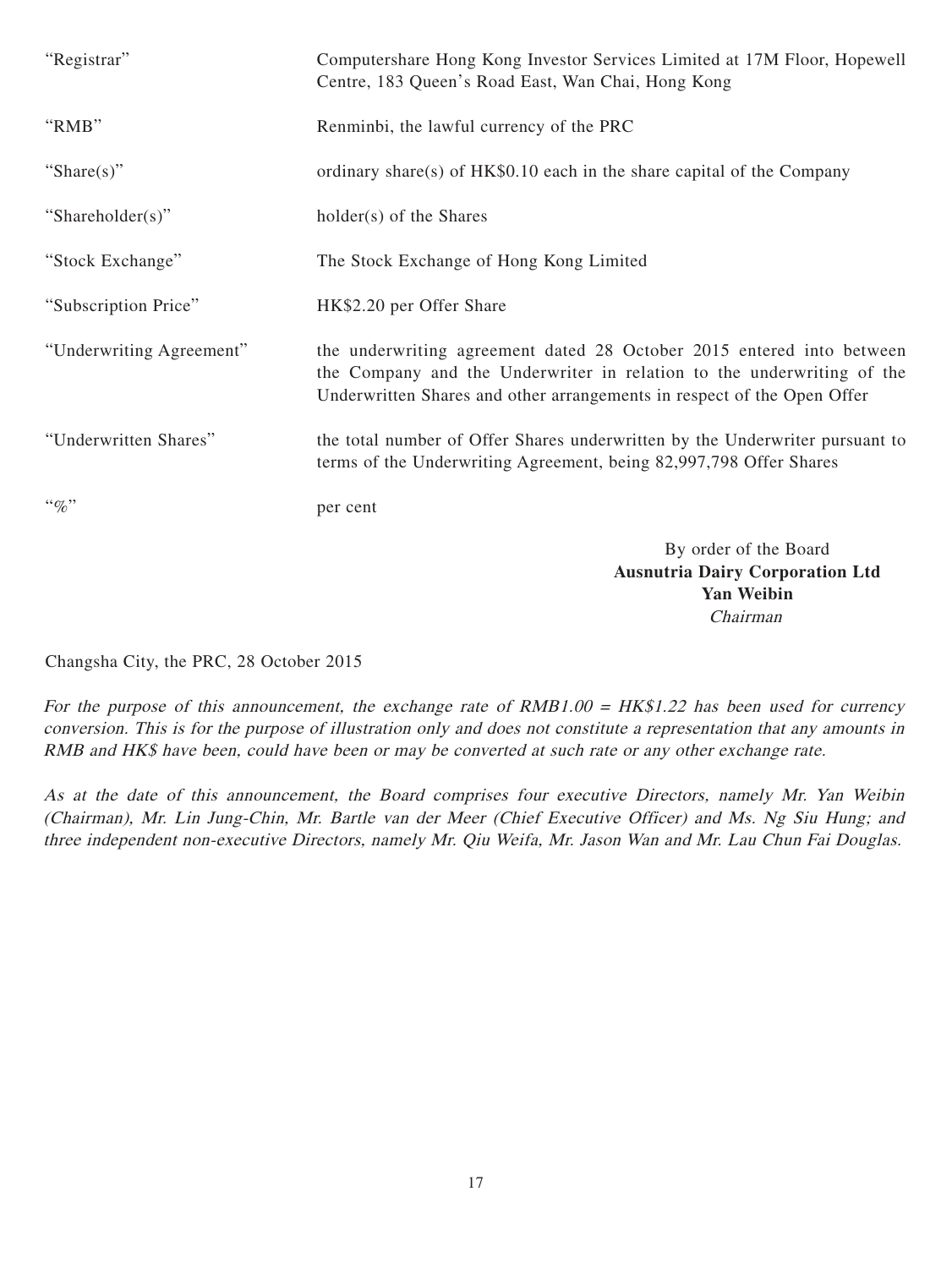| | |
|---|---|
| "Registrar" | Computershare Hong Kong Investor Services Limited at 17M Floor, Hopewell Centre, 183 Queen's Road East, Wan Chai, Hong Kong |
| "RMB" | Renminbi, the lawful currency of the PRC |
| "Share(s)" | ordinary share(s) of HK$0.10 each in the share capital of the Company |
| "Shareholder(s)" | holder(s) of the Shares |
| "Stock Exchange" | The Stock Exchange of Hong Kong Limited |
| "Subscription Price" | HK$2.20 per Offer Share |
| "Underwriting Agreement" | the underwriting agreement dated 28 October 2015 entered into between the Company and the Underwriter in relation to the underwriting of the Underwritten Shares and other arrangements in respect of the Open Offer |
| "Underwritten Shares" | the total number of Offer Shares underwritten by the Underwriter pursuant to terms of the Underwriting Agreement, being 82,997,798 Offer Shares |
| "%" | per cent |

By order of the Board
**Ausnutria Dairy Corporation Ltd**
**Yan Weibin**
*Chairman*

Changsha City, the PRC, 28 October 2015

*For the purpose of this announcement, the exchange rate of RMB1.00 = HK$1.22 has been used for currency conversion. This is for the purpose of illustration only and does not constitute a representation that any amounts in RMB and HK$ have been, could have been or may be converted at such rate or any other exchange rate.*

*As at the date of this announcement, the Board comprises four executive Directors, namely Mr. Yan Weibin (Chairman), Mr. Lin Jung-Chin, Mr. Bartle van der Meer (Chief Executive Officer) and Ms. Ng Siu Hung; and three independent non-executive Directors, namely Mr. Qiu Weifa, Mr. Jason Wan and Mr. Lau Chun Fai Douglas.*